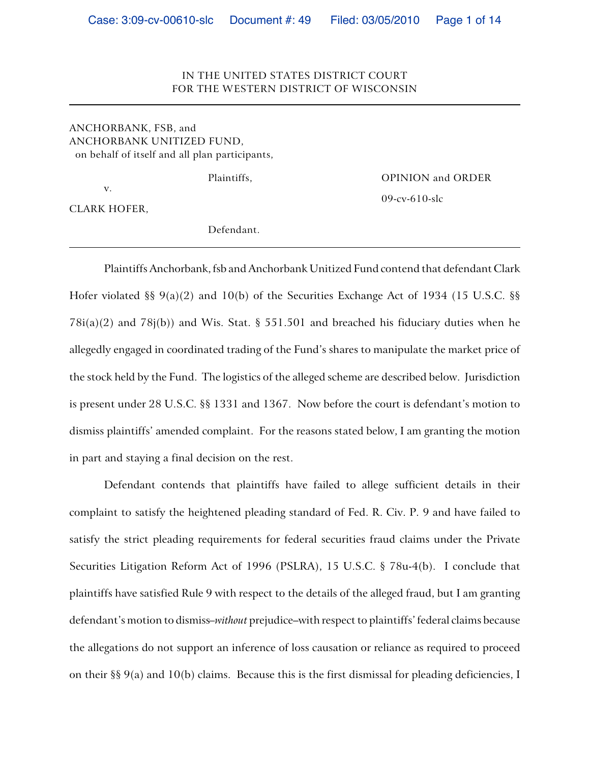IN THE UNITED STATES DISTRICT COURT
FOR THE WESTERN DISTRICT OF WISCONSIN

---

ANCHORBANK, FSB, and
ANCHORBANK UNITIZED FUND,
on behalf of itself and all plan participants,

Plaintiffs,

OPINION and ORDER

v.

09-cv-610-slc

CLARK HOFER,

Defendant.

---

Plaintiffs Anchorbank, fsb and Anchorbank Unitized Fund contend that defendant Clark Hofer violated §§ 9(a)(2) and 10(b) of the Securities Exchange Act of 1934 (15 U.S.C. §§ 78i(a)(2) and 78j(b)) and Wis. Stat. § 551.501 and breached his fiduciary duties when he allegedly engaged in coordinated trading of the Fund's shares to manipulate the market price of the stock held by the Fund. The logistics of the alleged scheme are described below. Jurisdiction is present under 28 U.S.C. §§ 1331 and 1367. Now before the court is defendant's motion to dismiss plaintiffs' amended complaint. For the reasons stated below, I am granting the motion in part and staying a final decision on the rest.

Defendant contends that plaintiffs have failed to allege sufficient details in their complaint to satisfy the heightened pleading standard of Fed. R. Civ. P. 9 and have failed to satisfy the strict pleading requirements for federal securities fraud claims under the Private Securities Litigation Reform Act of 1996 (PSLRA), 15 U.S.C. § 78u-4(b). I conclude that plaintiffs have satisfied Rule 9 with respect to the details of the alleged fraud, but I am granting defendant's motion to dismiss–*without* prejudice–with respect to plaintiffs' federal claims because the allegations do not support an inference of loss causation or reliance as required to proceed on their §§ 9(a) and 10(b) claims. Because this is the first dismissal for pleading deficiencies, I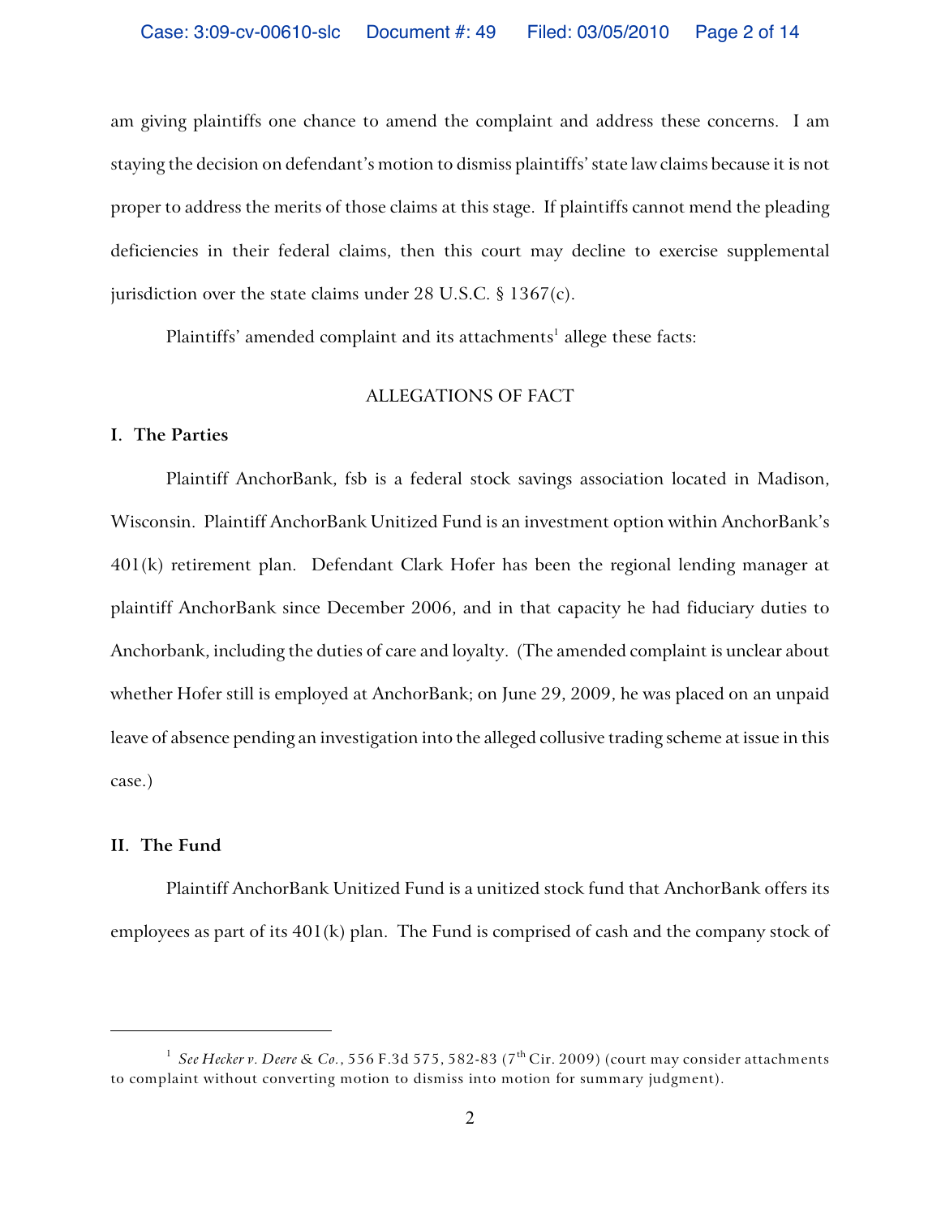am giving plaintiffs one chance to amend the complaint and address these concerns. I am staying the decision on defendant's motion to dismiss plaintiffs' state law claims because it is not proper to address the merits of those claims at this stage. If plaintiffs cannot mend the pleading deficiencies in their federal claims, then this court may decline to exercise supplemental jurisdiction over the state claims under 28 U.S.C. § 1367(c).

Plaintiffs' amended complaint and its attachments[1] allege these facts:

## ALLEGATIONS OF FACT

### I. The Parties

Plaintiff AnchorBank, fsb is a federal stock savings association located in Madison, Wisconsin. Plaintiff AnchorBank Unitized Fund is an investment option within AnchorBank's 401(k) retirement plan. Defendant Clark Hofer has been the regional lending manager at plaintiff AnchorBank since December 2006, and in that capacity he had fiduciary duties to Anchorbank, including the duties of care and loyalty. (The amended complaint is unclear about whether Hofer still is employed at AnchorBank; on June 29, 2009, he was placed on an unpaid leave of absence pending an investigation into the alleged collusive trading scheme at issue in this case.)

### II. The Fund

Plaintiff AnchorBank Unitized Fund is a unitized stock fund that AnchorBank offers its employees as part of its 401(k) plan. The Fund is comprised of cash and the company stock of

---

[1] *See Hecker v. Deere & Co.*, 556 F.3d 575, 582-83 (7th Cir. 2009) (court may consider attachments to complaint without converting motion to dismiss into motion for summary judgment).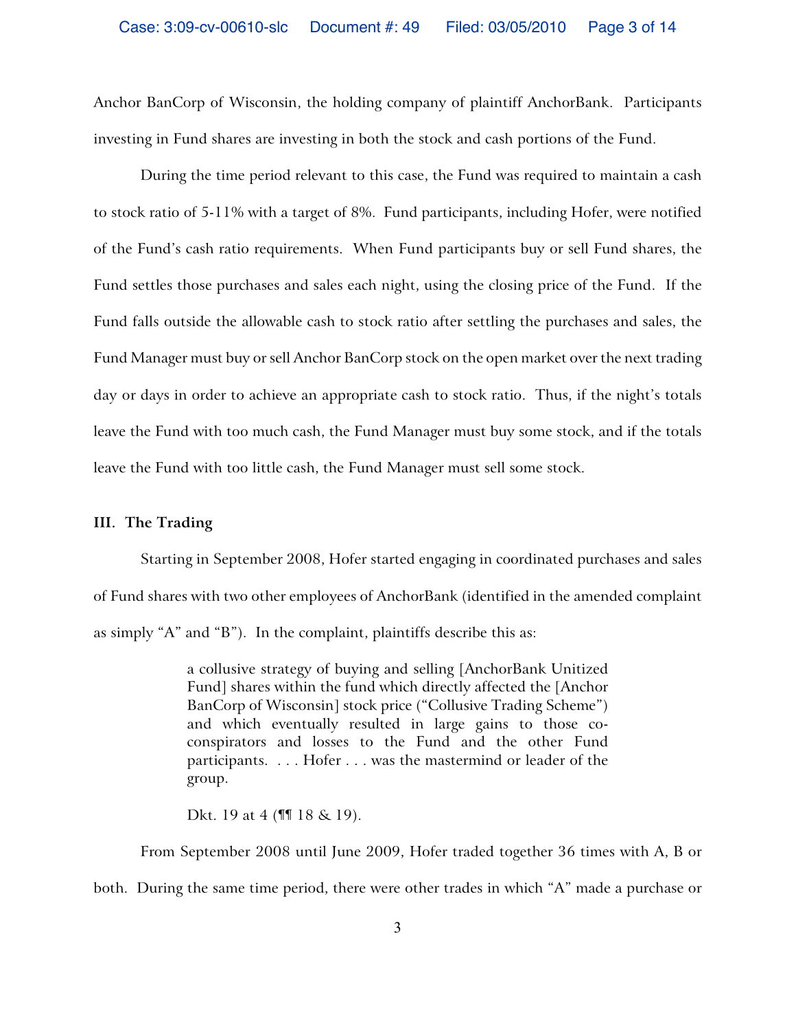Anchor BanCorp of Wisconsin, the holding company of plaintiff AnchorBank. Participants investing in Fund shares are investing in both the stock and cash portions of the Fund.

During the time period relevant to this case, the Fund was required to maintain a cash to stock ratio of 5-11% with a target of 8%. Fund participants, including Hofer, were notified of the Fund's cash ratio requirements. When Fund participants buy or sell Fund shares, the Fund settles those purchases and sales each night, using the closing price of the Fund. If the Fund falls outside the allowable cash to stock ratio after settling the purchases and sales, the Fund Manager must buy or sell Anchor BanCorp stock on the open market over the next trading day or days in order to achieve an appropriate cash to stock ratio. Thus, if the night's totals leave the Fund with too much cash, the Fund Manager must buy some stock, and if the totals leave the Fund with too little cash, the Fund Manager must sell some stock.

### III. The Trading

Starting in September 2008, Hofer started engaging in coordinated purchases and sales of Fund shares with two other employees of AnchorBank (identified in the amended complaint as simply "A" and "B"). In the complaint, plaintiffs describe this as:

> a collusive strategy of buying and selling [AnchorBank Unitized Fund] shares within the fund which directly affected the [Anchor BanCorp of Wisconsin] stock price ("Collusive Trading Scheme") and which eventually resulted in large gains to those co-conspirators and losses to the Fund and the other Fund participants. . . . Hofer . . . was the mastermind or leader of the group.
>
> Dkt. 19 at 4 (¶¶ 18 & 19).

From September 2008 until June 2009, Hofer traded together 36 times with A, B or both. During the same time period, there were other trades in which "A" made a purchase or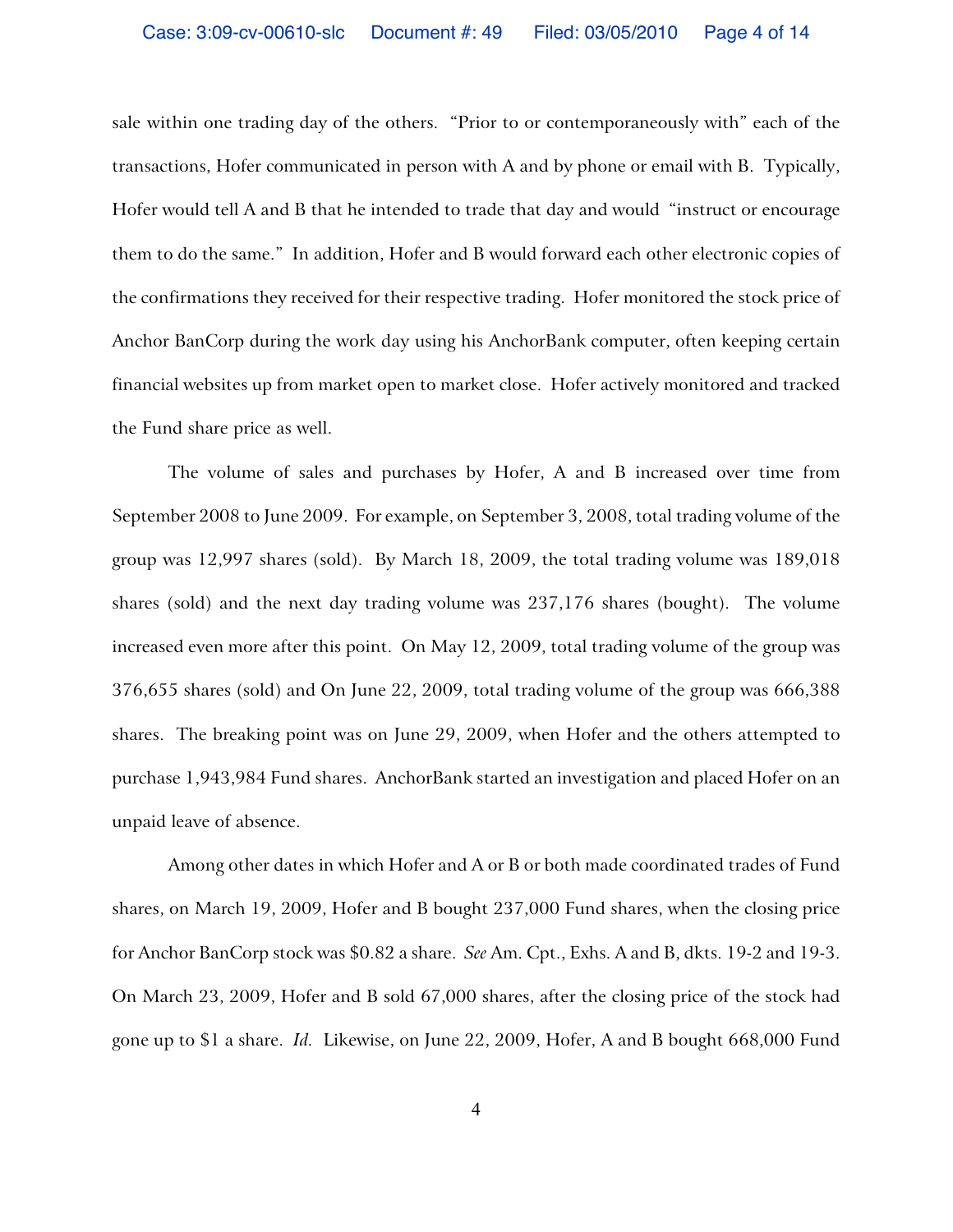sale within one trading day of the others. "Prior to or contemporaneously with" each of the transactions, Hofer communicated in person with A and by phone or email with B. Typically, Hofer would tell A and B that he intended to trade that day and would "instruct or encourage them to do the same." In addition, Hofer and B would forward each other electronic copies of the confirmations they received for their respective trading. Hofer monitored the stock price of Anchor BanCorp during the work day using his AnchorBank computer, often keeping certain financial websites up from market open to market close. Hofer actively monitored and tracked the Fund share price as well.

The volume of sales and purchases by Hofer, A and B increased over time from September 2008 to June 2009. For example, on September 3, 2008, total trading volume of the group was 12,997 shares (sold). By March 18, 2009, the total trading volume was 189,018 shares (sold) and the next day trading volume was 237,176 shares (bought). The volume increased even more after this point. On May 12, 2009, total trading volume of the group was 376,655 shares (sold) and On June 22, 2009, total trading volume of the group was 666,388 shares. The breaking point was on June 29, 2009, when Hofer and the others attempted to purchase 1,943,984 Fund shares. AnchorBank started an investigation and placed Hofer on an unpaid leave of absence.

Among other dates in which Hofer and A or B or both made coordinated trades of Fund shares, on March 19, 2009, Hofer and B bought 237,000 Fund shares, when the closing price for Anchor BanCorp stock was $0.82 a share. *See* Am. Cpt., Exhs. A and B, dkts. 19-2 and 19-3. On March 23, 2009, Hofer and B sold 67,000 shares, after the closing price of the stock had gone up to $1 a share. *Id.* Likewise, on June 22, 2009, Hofer, A and B bought 668,000 Fund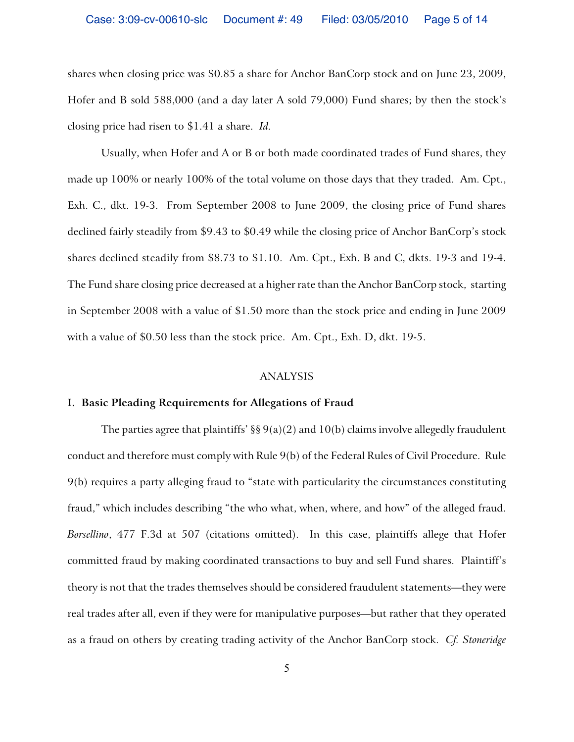shares when closing price was $0.85 a share for Anchor BanCorp stock and on June 23, 2009, Hofer and B sold 588,000 (and a day later A sold 79,000) Fund shares; by then the stock's closing price had risen to $1.41 a share. *Id.*

Usually, when Hofer and A or B or both made coordinated trades of Fund shares, they made up 100% or nearly 100% of the total volume on those days that they traded. Am. Cpt., Exh. C., dkt. 19-3. From September 2008 to June 2009, the closing price of Fund shares declined fairly steadily from $9.43 to $0.49 while the closing price of Anchor BanCorp's stock shares declined steadily from $8.73 to $1.10. Am. Cpt., Exh. B and C, dkts. 19-3 and 19-4. The Fund share closing price decreased at a higher rate than the Anchor BanCorp stock, starting in September 2008 with a value of $1.50 more than the stock price and ending in June 2009 with a value of $0.50 less than the stock price. Am. Cpt., Exh. D, dkt. 19-5.

## ANALYSIS

### I. Basic Pleading Requirements for Allegations of Fraud

The parties agree that plaintiffs' §§ 9(a)(2) and 10(b) claims involve allegedly fraudulent conduct and therefore must comply with Rule 9(b) of the Federal Rules of Civil Procedure. Rule 9(b) requires a party alleging fraud to "state with particularity the circumstances constituting fraud," which includes describing "the who what, when, where, and how" of the alleged fraud. *Borsellino*, 477 F.3d at 507 (citations omitted). In this case, plaintiffs allege that Hofer committed fraud by making coordinated transactions to buy and sell Fund shares. Plaintiff's theory is not that the trades themselves should be considered fraudulent statements—they were real trades after all, even if they were for manipulative purposes—but rather that they operated as a fraud on others by creating trading activity of the Anchor BanCorp stock. *Cf. Stoneridge*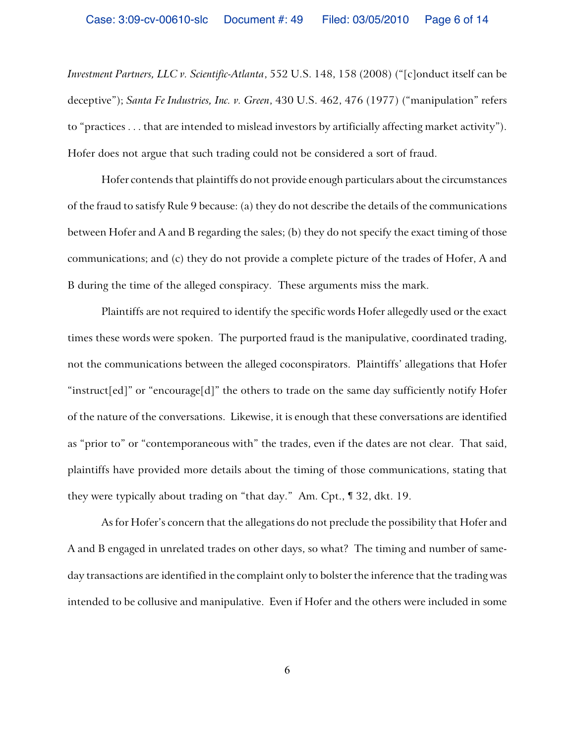*Investment Partners, LLC v. Scientific-Atlanta*, 552 U.S. 148, 158 (2008) ("[c]onduct itself can be deceptive"); *Santa Fe Industries, Inc. v. Green*, 430 U.S. 462, 476 (1977) ("manipulation" refers to "practices . . . that are intended to mislead investors by artificially affecting market activity"). Hofer does not argue that such trading could not be considered a sort of fraud.

Hofer contends that plaintiffs do not provide enough particulars about the circumstances of the fraud to satisfy Rule 9 because: (a) they do not describe the details of the communications between Hofer and A and B regarding the sales; (b) they do not specify the exact timing of those communications; and (c) they do not provide a complete picture of the trades of Hofer, A and B during the time of the alleged conspiracy. These arguments miss the mark.

Plaintiffs are not required to identify the specific words Hofer allegedly used or the exact times these words were spoken. The purported fraud is the manipulative, coordinated trading, not the communications between the alleged coconspirators. Plaintiffs' allegations that Hofer "instruct[ed]" or "encourage[d]" the others to trade on the same day sufficiently notify Hofer of the nature of the conversations. Likewise, it is enough that these conversations are identified as "prior to" or "contemporaneous with" the trades, even if the dates are not clear. That said, plaintiffs have provided more details about the timing of those communications, stating that they were typically about trading on "that day." Am. Cpt., ¶ 32, dkt. 19.

As for Hofer's concern that the allegations do not preclude the possibility that Hofer and A and B engaged in unrelated trades on other days, so what? The timing and number of same-day transactions are identified in the complaint only to bolster the inference that the trading was intended to be collusive and manipulative. Even if Hofer and the others were included in some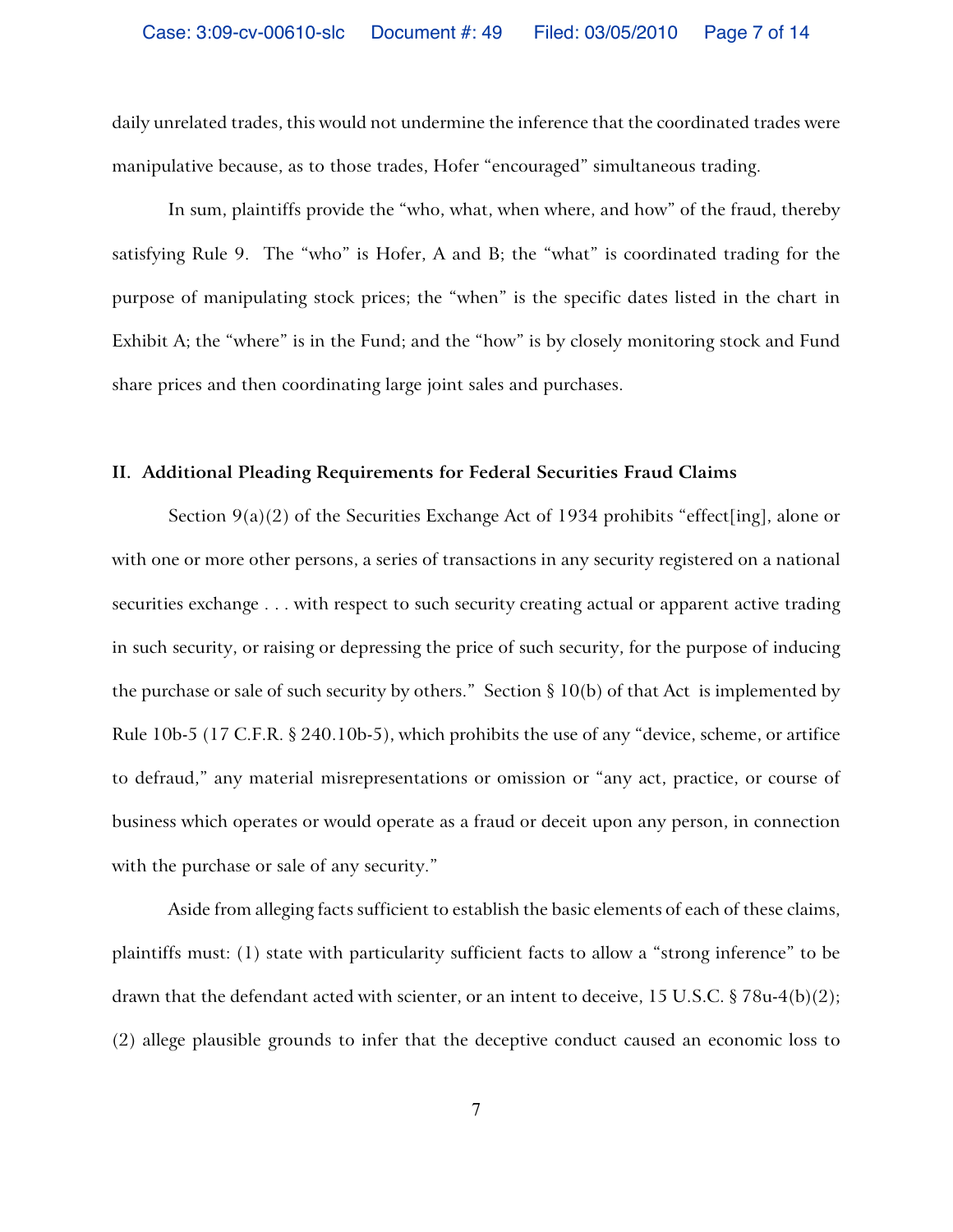daily unrelated trades, this would not undermine the inference that the coordinated trades were manipulative because, as to those trades, Hofer "encouraged" simultaneous trading.

In sum, plaintiffs provide the "who, what, when where, and how" of the fraud, thereby satisfying Rule 9. The "who" is Hofer, A and B; the "what" is coordinated trading for the purpose of manipulating stock prices; the "when" is the specific dates listed in the chart in Exhibit A; the "where" is in the Fund; and the "how" is by closely monitoring stock and Fund share prices and then coordinating large joint sales and purchases.

## II. Additional Pleading Requirements for Federal Securities Fraud Claims

Section 9(a)(2) of the Securities Exchange Act of 1934 prohibits "effect[ing], alone or with one or more other persons, a series of transactions in any security registered on a national securities exchange . . . with respect to such security creating actual or apparent active trading in such security, or raising or depressing the price of such security, for the purpose of inducing the purchase or sale of such security by others." Section § 10(b) of that Act is implemented by Rule 10b-5 (17 C.F.R. § 240.10b-5), which prohibits the use of any "device, scheme, or artifice to defraud," any material misrepresentations or omission or "any act, practice, or course of business which operates or would operate as a fraud or deceit upon any person, in connection with the purchase or sale of any security."

Aside from alleging facts sufficient to establish the basic elements of each of these claims, plaintiffs must: (1) state with particularity sufficient facts to allow a "strong inference" to be drawn that the defendant acted with scienter, or an intent to deceive, 15 U.S.C. § 78u-4(b)(2); (2) allege plausible grounds to infer that the deceptive conduct caused an economic loss to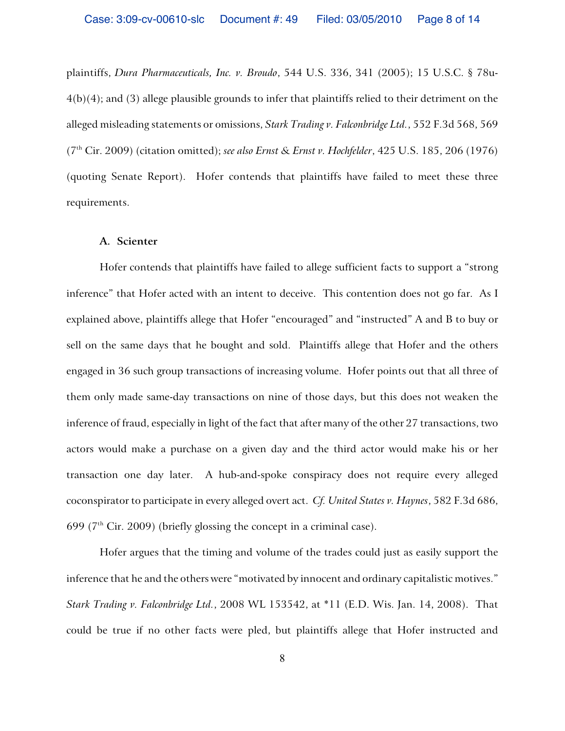plaintiffs, *Dura Pharmaceuticals, Inc. v. Broudo*, 544 U.S. 336, 341 (2005); 15 U.S.C. § 78u-4(b)(4); and (3) allege plausible grounds to infer that plaintiffs relied to their detriment on the alleged misleading statements or omissions, *Stark Trading v. Falconbridge Ltd.*, 552 F.3d 568, 569 (7th Cir. 2009) (citation omitted); *see also Ernst & Ernst v. Hochfelder*, 425 U.S. 185, 206 (1976) (quoting Senate Report). Hofer contends that plaintiffs have failed to meet these three requirements.

### A. Scienter

Hofer contends that plaintiffs have failed to allege sufficient facts to support a "strong inference" that Hofer acted with an intent to deceive. This contention does not go far. As I explained above, plaintiffs allege that Hofer "encouraged" and "instructed" A and B to buy or sell on the same days that he bought and sold. Plaintiffs allege that Hofer and the others engaged in 36 such group transactions of increasing volume. Hofer points out that all three of them only made same-day transactions on nine of those days, but this does not weaken the inference of fraud, especially in light of the fact that after many of the other 27 transactions, two actors would make a purchase on a given day and the third actor would make his or her transaction one day later. A hub-and-spoke conspiracy does not require every alleged coconspirator to participate in every alleged overt act. *Cf. United States v. Haynes*, 582 F.3d 686, 699 (7th Cir. 2009) (briefly glossing the concept in a criminal case).

Hofer argues that the timing and volume of the trades could just as easily support the inference that he and the others were "motivated by innocent and ordinary capitalistic motives." *Stark Trading v. Falconbridge Ltd.*, 2008 WL 153542, at *11 (E.D. Wis. Jan. 14, 2008). That could be true if no other facts were pled, but plaintiffs allege that Hofer instructed and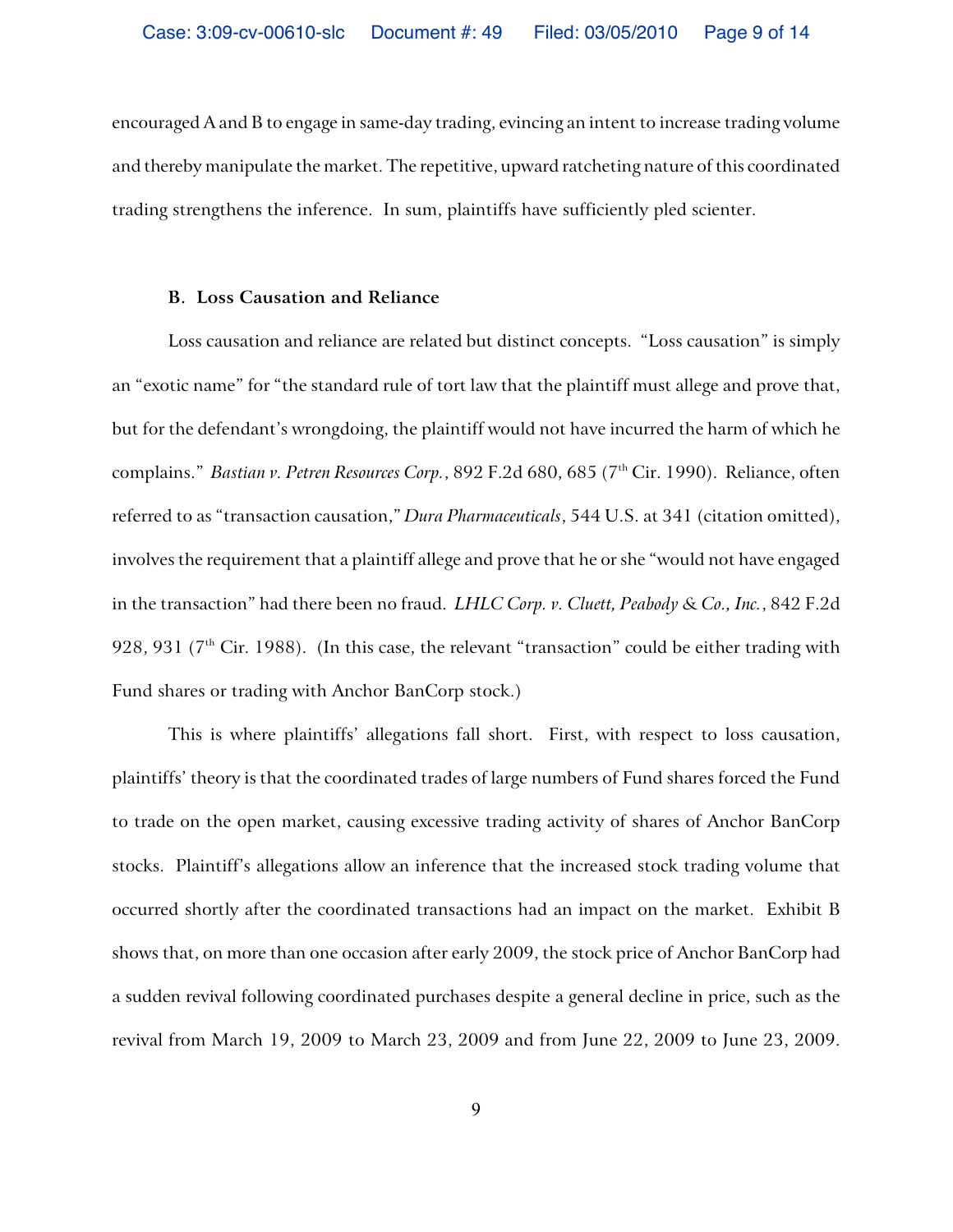encouraged A and B to engage in same-day trading, evincing an intent to increase trading volume and thereby manipulate the market. The repetitive, upward ratcheting nature of this coordinated trading strengthens the inference. In sum, plaintiffs have sufficiently pled scienter.

### B. Loss Causation and Reliance

Loss causation and reliance are related but distinct concepts. "Loss causation" is simply an "exotic name" for "the standard rule of tort law that the plaintiff must allege and prove that, but for the defendant's wrongdoing, the plaintiff would not have incurred the harm of which he complains." *Bastian v. Petren Resources Corp.*, 892 F.2d 680, 685 (7th Cir. 1990). Reliance, often referred to as "transaction causation," *Dura Pharmaceuticals*, 544 U.S. at 341 (citation omitted), involves the requirement that a plaintiff allege and prove that he or she "would not have engaged in the transaction" had there been no fraud. *LHLC Corp. v. Cluett, Peabody & Co., Inc.*, 842 F.2d 928, 931 (7th Cir. 1988). (In this case, the relevant "transaction" could be either trading with Fund shares or trading with Anchor BanCorp stock.)

This is where plaintiffs' allegations fall short. First, with respect to loss causation, plaintiffs' theory is that the coordinated trades of large numbers of Fund shares forced the Fund to trade on the open market, causing excessive trading activity of shares of Anchor BanCorp stocks. Plaintiff's allegations allow an inference that the increased stock trading volume that occurred shortly after the coordinated transactions had an impact on the market. Exhibit B shows that, on more than one occasion after early 2009, the stock price of Anchor BanCorp had a sudden revival following coordinated purchases despite a general decline in price, such as the revival from March 19, 2009 to March 23, 2009 and from June 22, 2009 to June 23, 2009.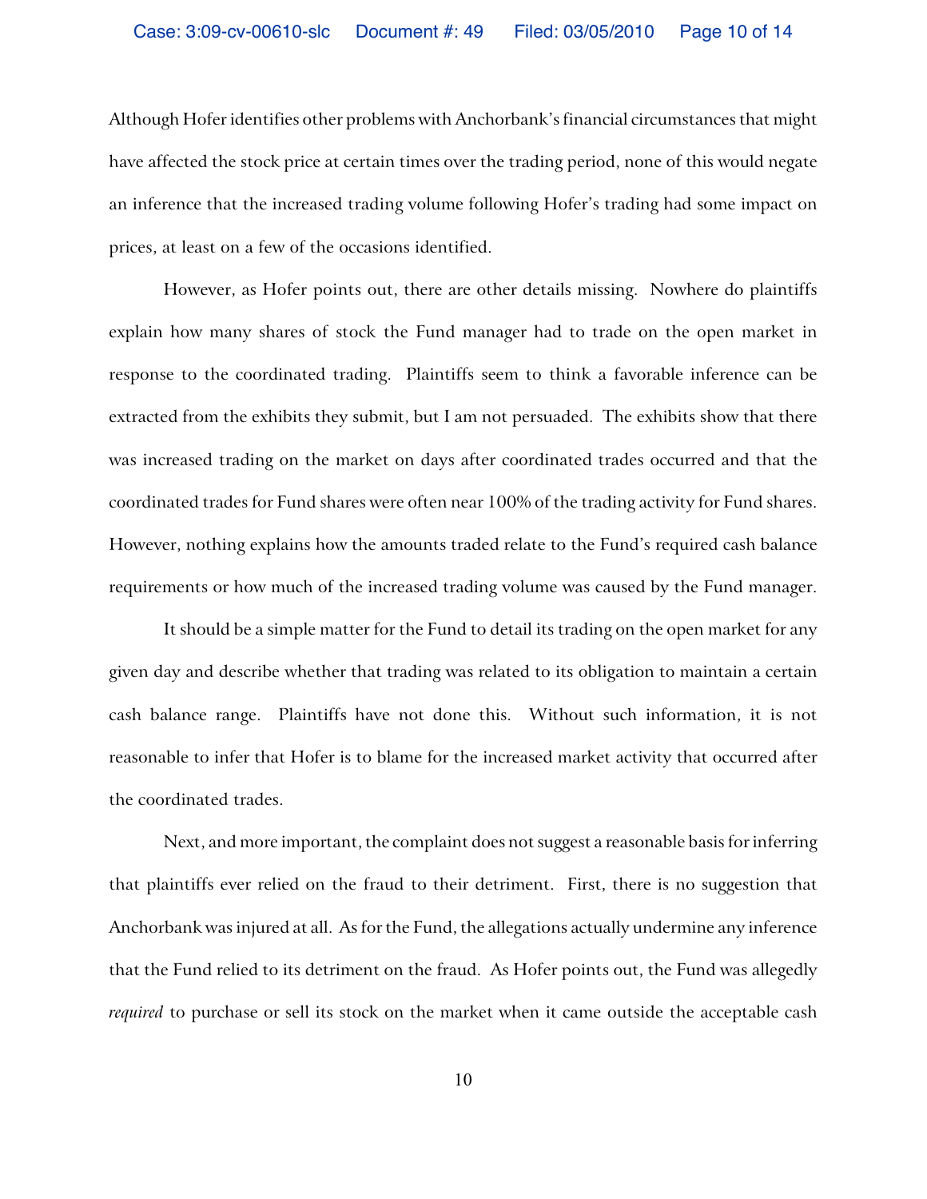Although Hofer identifies other problems with Anchorbank's financial circumstances that might have affected the stock price at certain times over the trading period, none of this would negate an inference that the increased trading volume following Hofer's trading had some impact on prices, at least on a few of the occasions identified.

However, as Hofer points out, there are other details missing. Nowhere do plaintiffs explain how many shares of stock the Fund manager had to trade on the open market in response to the coordinated trading. Plaintiffs seem to think a favorable inference can be extracted from the exhibits they submit, but I am not persuaded. The exhibits show that there was increased trading on the market on days after coordinated trades occurred and that the coordinated trades for Fund shares were often near 100% of the trading activity for Fund shares. However, nothing explains how the amounts traded relate to the Fund's required cash balance requirements or how much of the increased trading volume was caused by the Fund manager.

It should be a simple matter for the Fund to detail its trading on the open market for any given day and describe whether that trading was related to its obligation to maintain a certain cash balance range. Plaintiffs have not done this. Without such information, it is not reasonable to infer that Hofer is to blame for the increased market activity that occurred after the coordinated trades.

Next, and more important, the complaint does not suggest a reasonable basis for inferring that plaintiffs ever relied on the fraud to their detriment. First, there is no suggestion that Anchorbank was injured at all. As for the Fund, the allegations actually undermine any inference that the Fund relied to its detriment on the fraud. As Hofer points out, the Fund was allegedly *required* to purchase or sell its stock on the market when it came outside the acceptable cash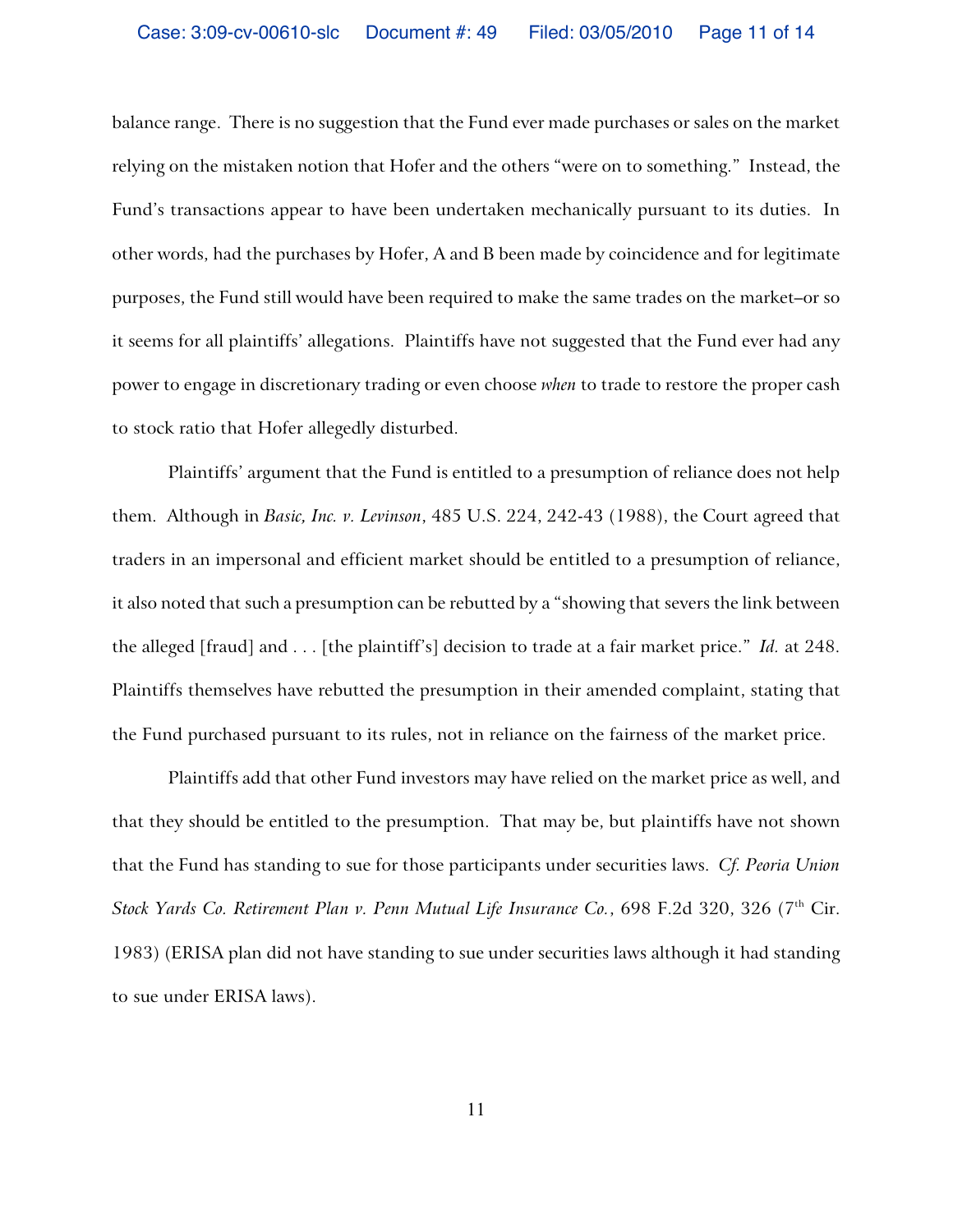balance range. There is no suggestion that the Fund ever made purchases or sales on the market relying on the mistaken notion that Hofer and the others "were on to something." Instead, the Fund's transactions appear to have been undertaken mechanically pursuant to its duties. In other words, had the purchases by Hofer, A and B been made by coincidence and for legitimate purposes, the Fund still would have been required to make the same trades on the market–or so it seems for all plaintiffs' allegations. Plaintiffs have not suggested that the Fund ever had any power to engage in discretionary trading or even choose *when* to trade to restore the proper cash to stock ratio that Hofer allegedly disturbed.

Plaintiffs' argument that the Fund is entitled to a presumption of reliance does not help them. Although in *Basic, Inc. v. Levinson*, 485 U.S. 224, 242-43 (1988), the Court agreed that traders in an impersonal and efficient market should be entitled to a presumption of reliance, it also noted that such a presumption can be rebutted by a "showing that severs the link between the alleged [fraud] and . . . [the plaintiff's] decision to trade at a fair market price." *Id.* at 248. Plaintiffs themselves have rebutted the presumption in their amended complaint, stating that the Fund purchased pursuant to its rules, not in reliance on the fairness of the market price.

Plaintiffs add that other Fund investors may have relied on the market price as well, and that they should be entitled to the presumption. That may be, but plaintiffs have not shown that the Fund has standing to sue for those participants under securities laws. *Cf. Peoria Union Stock Yards Co. Retirement Plan v. Penn Mutual Life Insurance Co.*, 698 F.2d 320, 326 (7th Cir. 1983) (ERISA plan did not have standing to sue under securities laws although it had standing to sue under ERISA laws).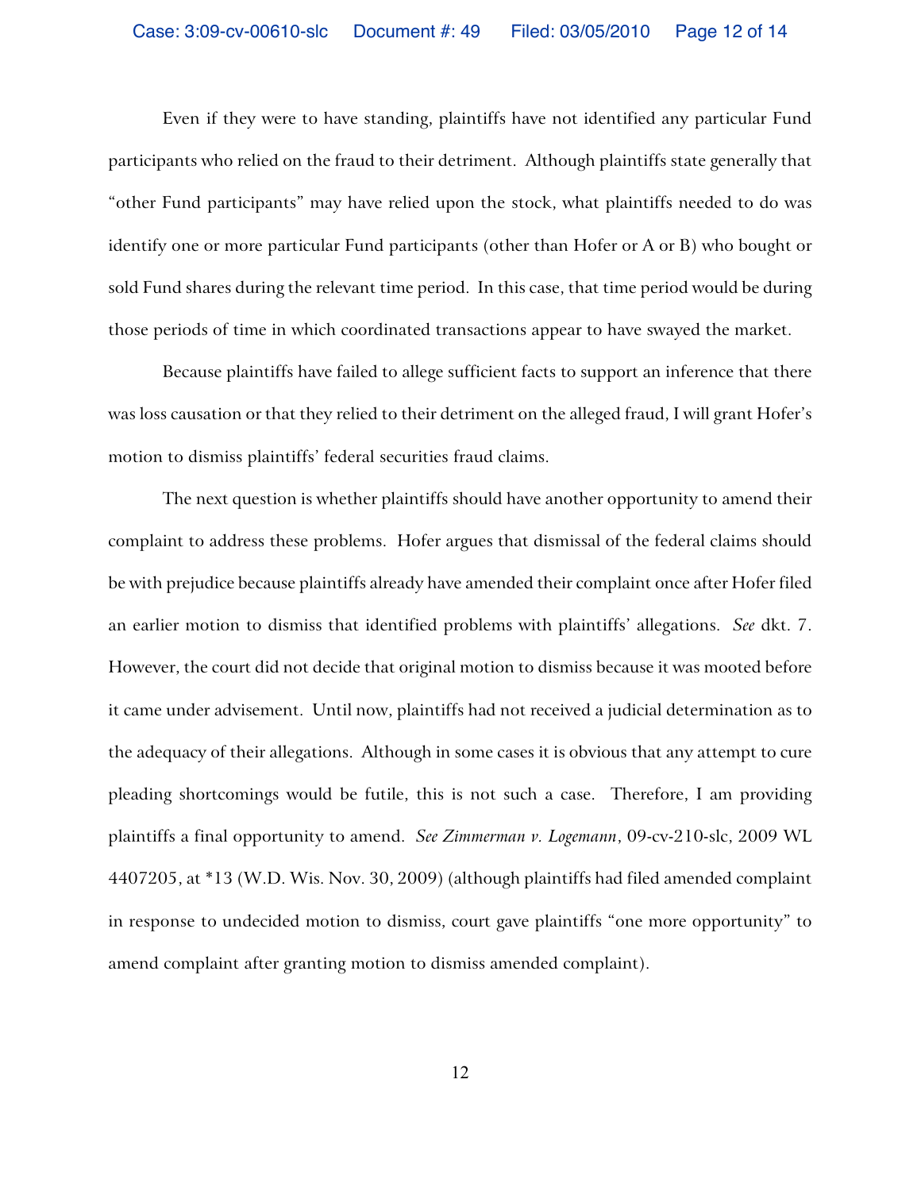Even if they were to have standing, plaintiffs have not identified any particular Fund participants who relied on the fraud to their detriment. Although plaintiffs state generally that "other Fund participants" may have relied upon the stock, what plaintiffs needed to do was identify one or more particular Fund participants (other than Hofer or A or B) who bought or sold Fund shares during the relevant time period. In this case, that time period would be during those periods of time in which coordinated transactions appear to have swayed the market.

Because plaintiffs have failed to allege sufficient facts to support an inference that there was loss causation or that they relied to their detriment on the alleged fraud, I will grant Hofer's motion to dismiss plaintiffs' federal securities fraud claims.

The next question is whether plaintiffs should have another opportunity to amend their complaint to address these problems. Hofer argues that dismissal of the federal claims should be with prejudice because plaintiffs already have amended their complaint once after Hofer filed an earlier motion to dismiss that identified problems with plaintiffs' allegations. *See* dkt. 7. However, the court did not decide that original motion to dismiss because it was mooted before it came under advisement. Until now, plaintiffs had not received a judicial determination as to the adequacy of their allegations. Although in some cases it is obvious that any attempt to cure pleading shortcomings would be futile, this is not such a case. Therefore, I am providing plaintiffs a final opportunity to amend. *See Zimmerman v. Logemann*, 09-cv-210-slc, 2009 WL 4407205, at *13 (W.D. Wis. Nov. 30, 2009) (although plaintiffs had filed amended complaint in response to undecided motion to dismiss, court gave plaintiffs "one more opportunity" to amend complaint after granting motion to dismiss amended complaint).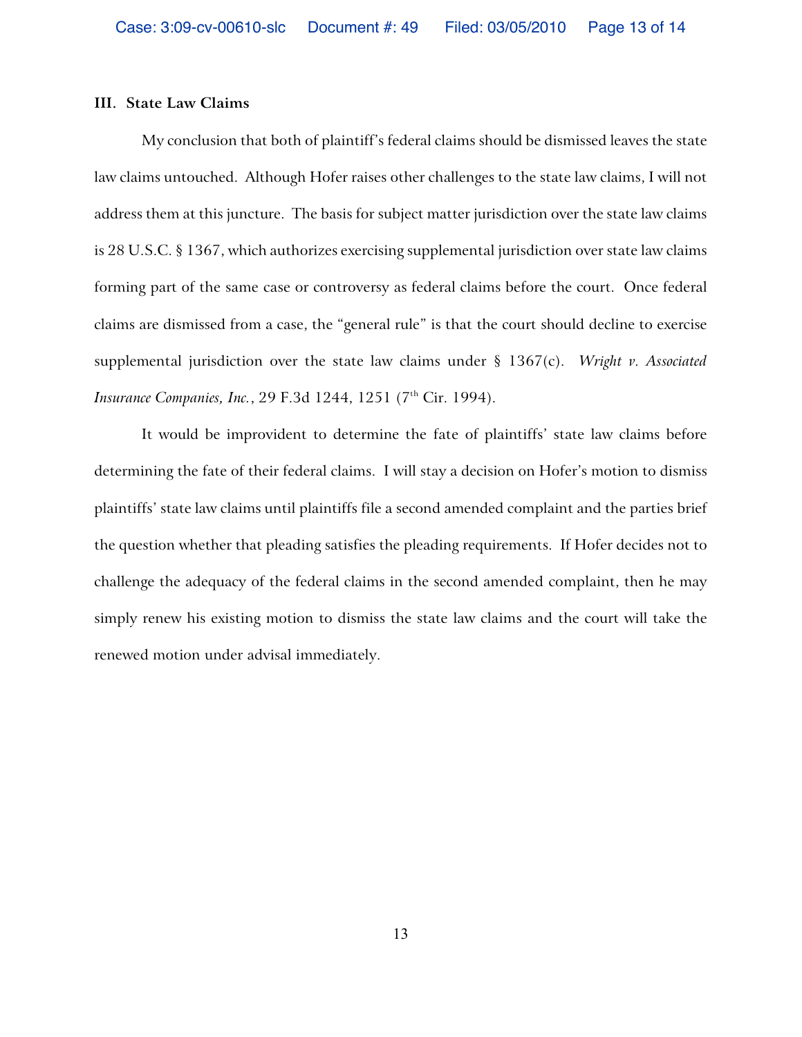### III. State Law Claims

My conclusion that both of plaintiff's federal claims should be dismissed leaves the state law claims untouched. Although Hofer raises other challenges to the state law claims, I will not address them at this juncture. The basis for subject matter jurisdiction over the state law claims is 28 U.S.C. § 1367, which authorizes exercising supplemental jurisdiction over state law claims forming part of the same case or controversy as federal claims before the court. Once federal claims are dismissed from a case, the "general rule" is that the court should decline to exercise supplemental jurisdiction over the state law claims under § 1367(c). *Wright v. Associated Insurance Companies, Inc.*, 29 F.3d 1244, 1251 (7th Cir. 1994).

It would be improvident to determine the fate of plaintiffs' state law claims before determining the fate of their federal claims. I will stay a decision on Hofer's motion to dismiss plaintiffs' state law claims until plaintiffs file a second amended complaint and the parties brief the question whether that pleading satisfies the pleading requirements. If Hofer decides not to challenge the adequacy of the federal claims in the second amended complaint, then he may simply renew his existing motion to dismiss the state law claims and the court will take the renewed motion under advisal immediately.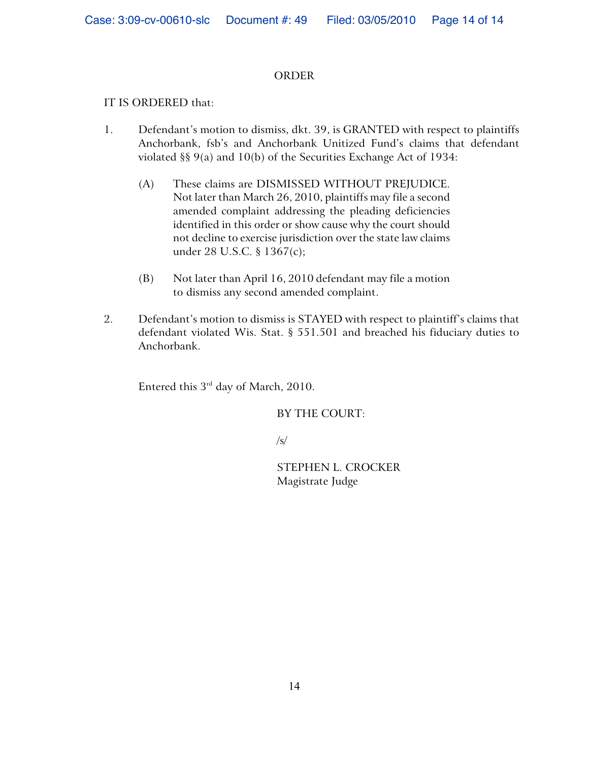## ORDER

IT IS ORDERED that:

1. Defendant's motion to dismiss, dkt. 39, is GRANTED with respect to plaintiffs Anchorbank, fsb's and Anchorbank Unitized Fund's claims that defendant violated §§ 9(a) and 10(b) of the Securities Exchange Act of 1934:

   (A) These claims are DISMISSED WITHOUT PREJUDICE. Not later than March 26, 2010, plaintiffs may file a second amended complaint addressing the pleading deficiencies identified in this order or show cause why the court should not decline to exercise jurisdiction over the state law claims under 28 U.S.C. § 1367(c);

   (B) Not later than April 16, 2010 defendant may file a motion to dismiss any second amended complaint.

2. Defendant's motion to dismiss is STAYED with respect to plaintiff's claims that defendant violated Wis. Stat. § 551.501 and breached his fiduciary duties to Anchorbank.

Entered this 3rd day of March, 2010.

BY THE COURT:

/s/

STEPHEN L. CROCKER
Magistrate Judge